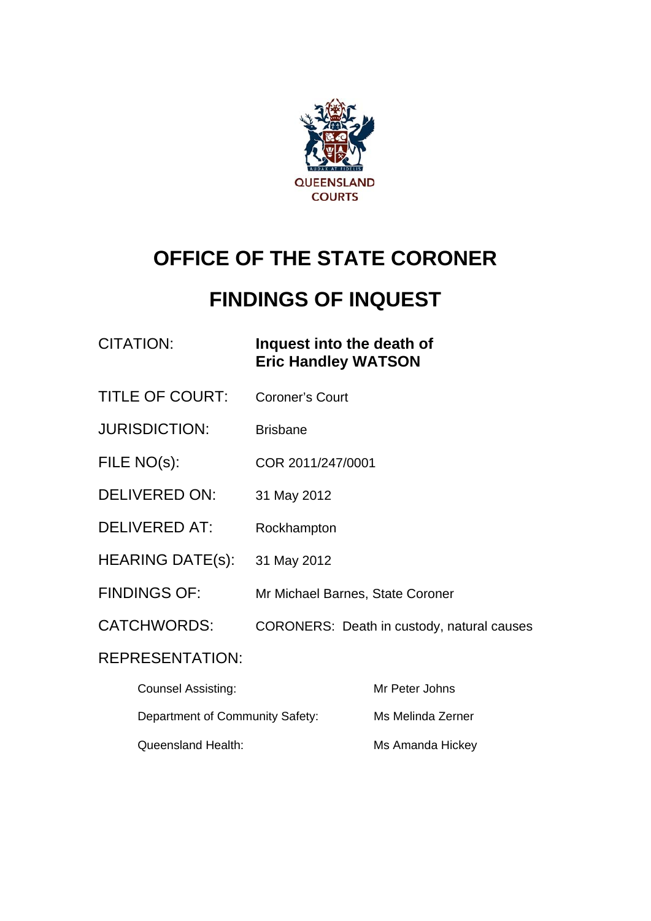QUEENSLAND COURTS

# OFFICE OF THE STATE CORONER

# FINDINGS OF INQUEST

| | |
|---|---|
| CITATION: | **Inquest into the death of Eric Handley WATSON** |
| TITLE OF COURT: | Coroner's Court |
| JURISDICTION: | Brisbane |
| FILE NO(s): | COR 2011/247/0001 |
| DELIVERED ON: | 31 May 2012 |
| DELIVERED AT: | Rockhampton |
| HEARING DATE(s): | 31 May 2012 |
| FINDINGS OF: | Mr Michael Barnes, State Coroner |
| CATCHWORDS: | CORONERS: Death in custody, natural causes |

REPRESENTATION:

| | |
|---|---|
| Counsel Assisting: | Mr Peter Johns |
| Department of Community Safety: | Ms Melinda Zerner |
| Queensland Health: | Ms Amanda Hickey |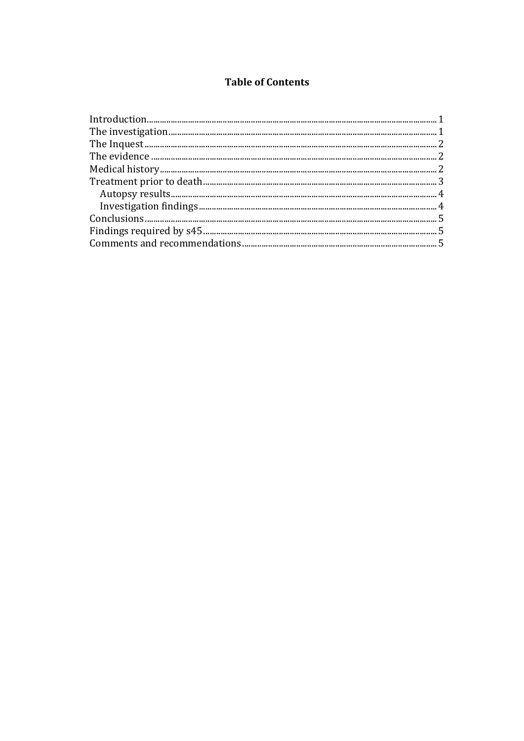# Table of Contents

- Introduction 1
- The investigation 1
- The Inquest 2
- The evidence 2
- Medical history 2
- Treatment prior to death 3
  - Autopsy results 4
  - Investigation findings 4
- Conclusions 5
- Findings required by s45 5
- Comments and recommendations 5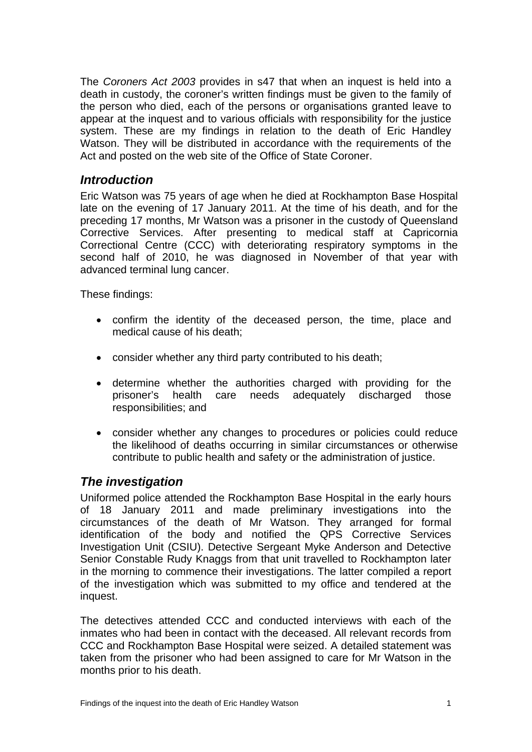The *Coroners Act 2003* provides in s47 that when an inquest is held into a death in custody, the coroner's written findings must be given to the family of the person who died, each of the persons or organisations granted leave to appear at the inquest and to various officials with responsibility for the justice system. These are my findings in relation to the death of Eric Handley Watson. They will be distributed in accordance with the requirements of the Act and posted on the web site of the Office of State Coroner.

## *Introduction*

Eric Watson was 75 years of age when he died at Rockhampton Base Hospital late on the evening of 17 January 2011. At the time of his death, and for the preceding 17 months, Mr Watson was a prisoner in the custody of Queensland Corrective Services. After presenting to medical staff at Capricornia Correctional Centre (CCC) with deteriorating respiratory symptoms in the second half of 2010, he was diagnosed in November of that year with advanced terminal lung cancer.

These findings:

- confirm the identity of the deceased person, the time, place and medical cause of his death;
- consider whether any third party contributed to his death;
- determine whether the authorities charged with providing for the prisoner's health care needs adequately discharged those responsibilities; and
- consider whether any changes to procedures or policies could reduce the likelihood of deaths occurring in similar circumstances or otherwise contribute to public health and safety or the administration of justice.

## *The investigation*

Uniformed police attended the Rockhampton Base Hospital in the early hours of 18 January 2011 and made preliminary investigations into the circumstances of the death of Mr Watson. They arranged for formal identification of the body and notified the QPS Corrective Services Investigation Unit (CSIU). Detective Sergeant Myke Anderson and Detective Senior Constable Rudy Knaggs from that unit travelled to Rockhampton later in the morning to commence their investigations. The latter compiled a report of the investigation which was submitted to my office and tendered at the inquest.

The detectives attended CCC and conducted interviews with each of the inmates who had been in contact with the deceased. All relevant records from CCC and Rockhampton Base Hospital were seized. A detailed statement was taken from the prisoner who had been assigned to care for Mr Watson in the months prior to his death.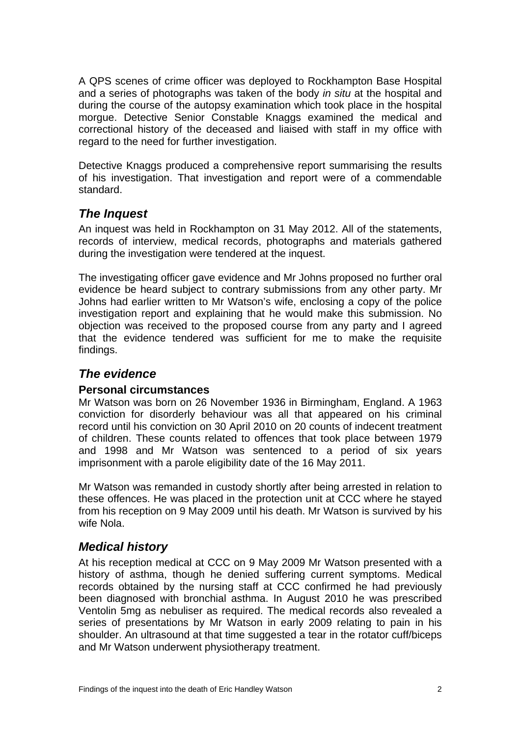A QPS scenes of crime officer was deployed to Rockhampton Base Hospital and a series of photographs was taken of the body *in situ* at the hospital and during the course of the autopsy examination which took place in the hospital morgue. Detective Senior Constable Knaggs examined the medical and correctional history of the deceased and liaised with staff in my office with regard to the need for further investigation.

Detective Knaggs produced a comprehensive report summarising the results of his investigation. That investigation and report were of a commendable standard.

## *The Inquest*

An inquest was held in Rockhampton on 31 May 2012. All of the statements, records of interview, medical records, photographs and materials gathered during the investigation were tendered at the inquest.

The investigating officer gave evidence and Mr Johns proposed no further oral evidence be heard subject to contrary submissions from any other party. Mr Johns had earlier written to Mr Watson's wife, enclosing a copy of the police investigation report and explaining that he would make this submission. No objection was received to the proposed course from any party and I agreed that the evidence tendered was sufficient for me to make the requisite findings.

## *The evidence*

### Personal circumstances

Mr Watson was born on 26 November 1936 in Birmingham, England. A 1963 conviction for disorderly behaviour was all that appeared on his criminal record until his conviction on 30 April 2010 on 20 counts of indecent treatment of children. These counts related to offences that took place between 1979 and 1998 and Mr Watson was sentenced to a period of six years imprisonment with a parole eligibility date of the 16 May 2011.

Mr Watson was remanded in custody shortly after being arrested in relation to these offences. He was placed in the protection unit at CCC where he stayed from his reception on 9 May 2009 until his death. Mr Watson is survived by his wife Nola.

## *Medical history*

At his reception medical at CCC on 9 May 2009 Mr Watson presented with a history of asthma, though he denied suffering current symptoms. Medical records obtained by the nursing staff at CCC confirmed he had previously been diagnosed with bronchial asthma. In August 2010 he was prescribed Ventolin 5mg as nebuliser as required. The medical records also revealed a series of presentations by Mr Watson in early 2009 relating to pain in his shoulder. An ultrasound at that time suggested a tear in the rotator cuff/biceps and Mr Watson underwent physiotherapy treatment.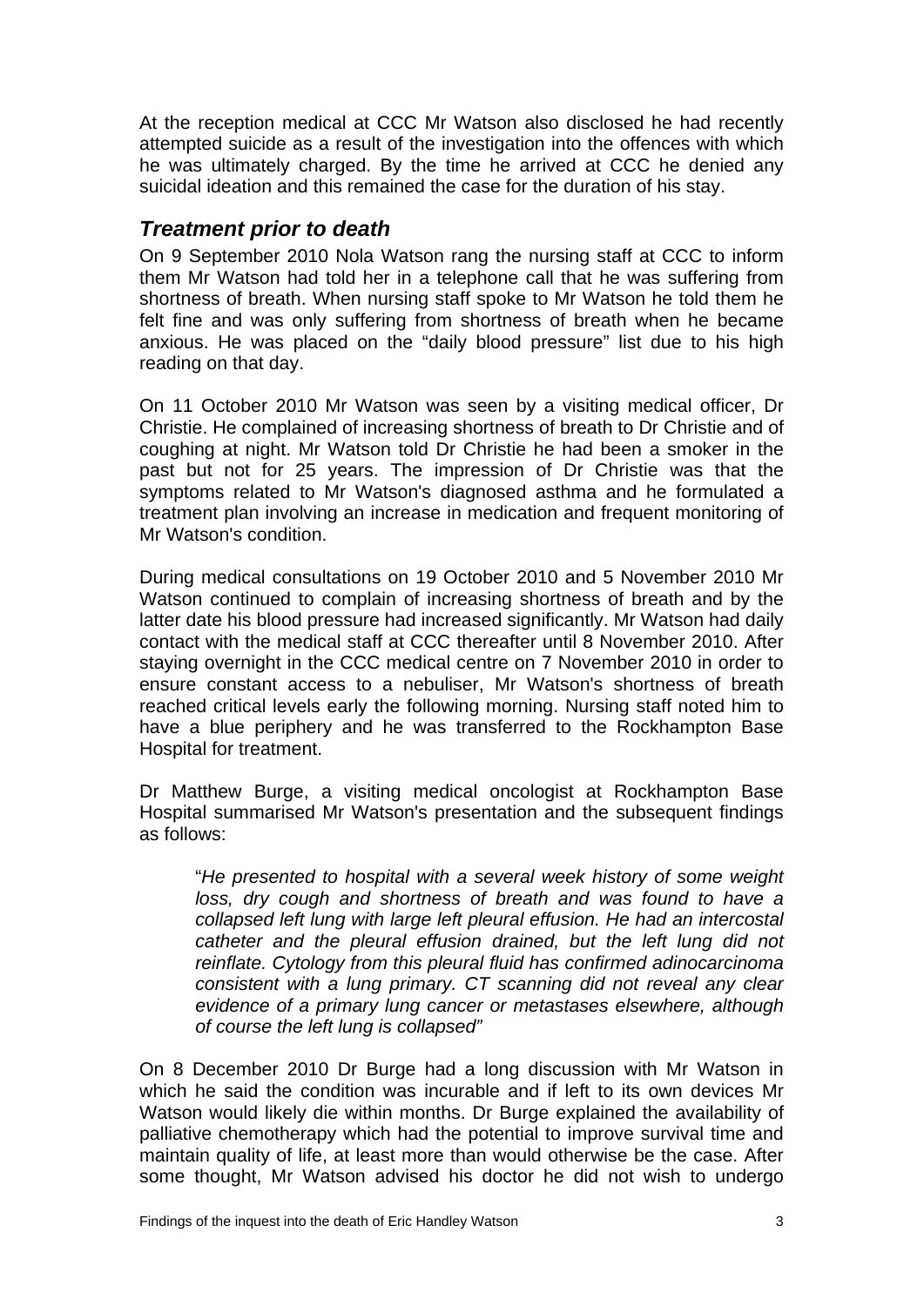At the reception medical at CCC Mr Watson also disclosed he had recently attempted suicide as a result of the investigation into the offences with which he was ultimately charged. By the time he arrived at CCC he denied any suicidal ideation and this remained the case for the duration of his stay.

## *Treatment prior to death*

On 9 September 2010 Nola Watson rang the nursing staff at CCC to inform them Mr Watson had told her in a telephone call that he was suffering from shortness of breath. When nursing staff spoke to Mr Watson he told them he felt fine and was only suffering from shortness of breath when he became anxious. He was placed on the "daily blood pressure" list due to his high reading on that day.

On 11 October 2010 Mr Watson was seen by a visiting medical officer, Dr Christie. He complained of increasing shortness of breath to Dr Christie and of coughing at night. Mr Watson told Dr Christie he had been a smoker in the past but not for 25 years. The impression of Dr Christie was that the symptoms related to Mr Watson's diagnosed asthma and he formulated a treatment plan involving an increase in medication and frequent monitoring of Mr Watson's condition.

During medical consultations on 19 October 2010 and 5 November 2010 Mr Watson continued to complain of increasing shortness of breath and by the latter date his blood pressure had increased significantly. Mr Watson had daily contact with the medical staff at CCC thereafter until 8 November 2010. After staying overnight in the CCC medical centre on 7 November 2010 in order to ensure constant access to a nebuliser, Mr Watson's shortness of breath reached critical levels early the following morning. Nursing staff noted him to have a blue periphery and he was transferred to the Rockhampton Base Hospital for treatment.

Dr Matthew Burge, a visiting medical oncologist at Rockhampton Base Hospital summarised Mr Watson's presentation and the subsequent findings as follows:

> "*He presented to hospital with a several week history of some weight loss, dry cough and shortness of breath and was found to have a collapsed left lung with large left pleural effusion. He had an intercostal catheter and the pleural effusion drained, but the left lung did not reinflate. Cytology from this pleural fluid has confirmed adinocarcinoma consistent with a lung primary. CT scanning did not reveal any clear evidence of a primary lung cancer or metastases elsewhere, although of course the left lung is collapsed*"

On 8 December 2010 Dr Burge had a long discussion with Mr Watson in which he said the condition was incurable and if left to its own devices Mr Watson would likely die within months. Dr Burge explained the availability of palliative chemotherapy which had the potential to improve survival time and maintain quality of life, at least more than would otherwise be the case. After some thought, Mr Watson advised his doctor he did not wish to undergo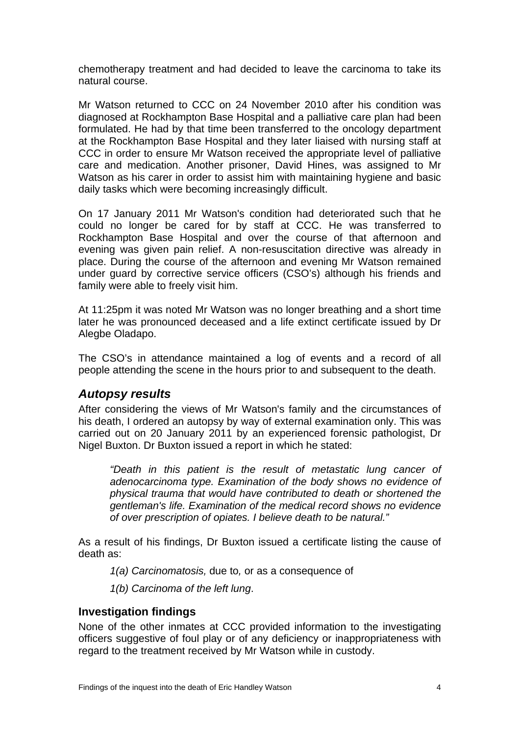chemotherapy treatment and had decided to leave the carcinoma to take its natural course.

Mr Watson returned to CCC on 24 November 2010 after his condition was diagnosed at Rockhampton Base Hospital and a palliative care plan had been formulated. He had by that time been transferred to the oncology department at the Rockhampton Base Hospital and they later liaised with nursing staff at CCC in order to ensure Mr Watson received the appropriate level of palliative care and medication. Another prisoner, David Hines, was assigned to Mr Watson as his carer in order to assist him with maintaining hygiene and basic daily tasks which were becoming increasingly difficult.

On 17 January 2011 Mr Watson's condition had deteriorated such that he could no longer be cared for by staff at CCC. He was transferred to Rockhampton Base Hospital and over the course of that afternoon and evening was given pain relief. A non-resuscitation directive was already in place. During the course of the afternoon and evening Mr Watson remained under guard by corrective service officers (CSO's) although his friends and family were able to freely visit him.

At 11:25pm it was noted Mr Watson was no longer breathing and a short time later he was pronounced deceased and a life extinct certificate issued by Dr Alegbe Oladapo.

The CSO's in attendance maintained a log of events and a record of all people attending the scene in the hours prior to and subsequent to the death.

## *Autopsy results*

After considering the views of Mr Watson's family and the circumstances of his death, I ordered an autopsy by way of external examination only. This was carried out on 20 January 2011 by an experienced forensic pathologist, Dr Nigel Buxton. Dr Buxton issued a report in which he stated:

> *"Death in this patient is the result of metastatic lung cancer of adenocarcinoma type. Examination of the body shows no evidence of physical trauma that would have contributed to death or shortened the gentleman's life. Examination of the medical record shows no evidence of over prescription of opiates. I believe death to be natural."*

As a result of his findings, Dr Buxton issued a certificate listing the cause of death as:

> *1(a) Carcinomatosis,* due to*,* or as a consequence of
>
> *1(b) Carcinoma of the left lung*.

### Investigation findings

None of the other inmates at CCC provided information to the investigating officers suggestive of foul play or of any deficiency or inappropriateness with regard to the treatment received by Mr Watson while in custody.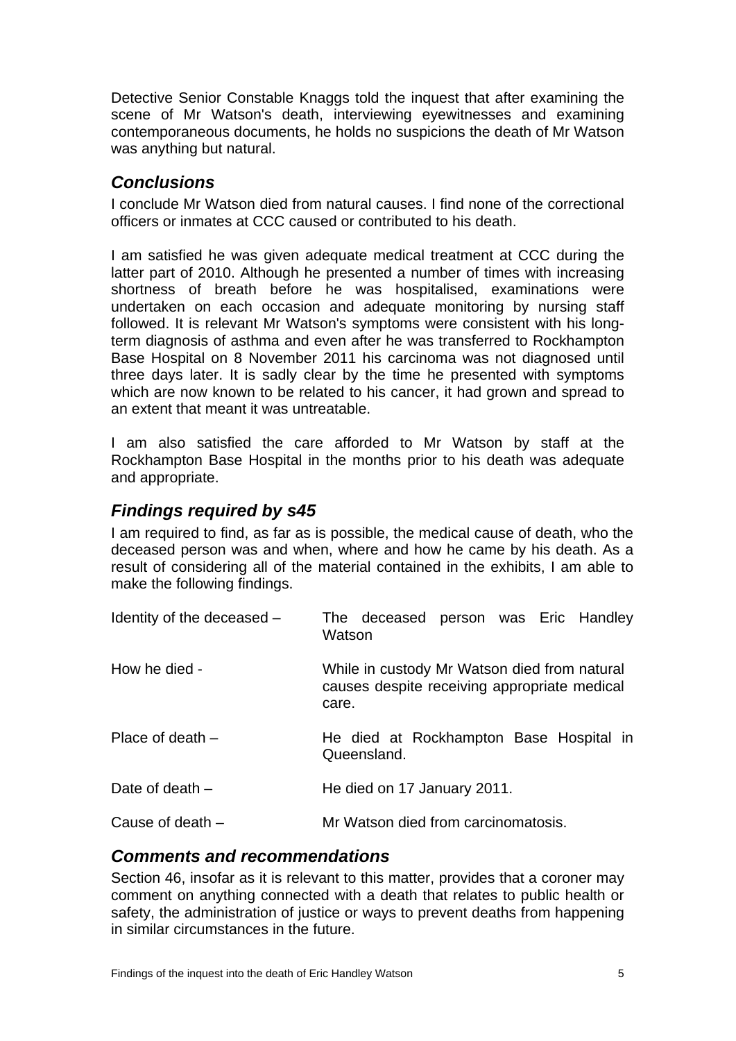Detective Senior Constable Knaggs told the inquest that after examining the scene of Mr Watson's death, interviewing eyewitnesses and examining contemporaneous documents, he holds no suspicions the death of Mr Watson was anything but natural.

## *Conclusions*

I conclude Mr Watson died from natural causes. I find none of the correctional officers or inmates at CCC caused or contributed to his death.

I am satisfied he was given adequate medical treatment at CCC during the latter part of 2010. Although he presented a number of times with increasing shortness of breath before he was hospitalised, examinations were undertaken on each occasion and adequate monitoring by nursing staff followed. It is relevant Mr Watson's symptoms were consistent with his long-term diagnosis of asthma and even after he was transferred to Rockhampton Base Hospital on 8 November 2011 his carcinoma was not diagnosed until three days later. It is sadly clear by the time he presented with symptoms which are now known to be related to his cancer, it had grown and spread to an extent that meant it was untreatable.

I am also satisfied the care afforded to Mr Watson by staff at the Rockhampton Base Hospital in the months prior to his death was adequate and appropriate.

## *Findings required by s45*

I am required to find, as far as is possible, the medical cause of death, who the deceased person was and when, where and how he came by his death. As a result of considering all of the material contained in the exhibits, I am able to make the following findings.

| | |
|---|---|
| Identity of the deceased – | The deceased person was Eric Handley Watson |
| How he died - | While in custody Mr Watson died from natural causes despite receiving appropriate medical care. |
| Place of death – | He died at Rockhampton Base Hospital in Queensland. |
| Date of death – | He died on 17 January 2011. |
| Cause of death – | Mr Watson died from carcinomatosis. |

## *Comments and recommendations*

Section 46, insofar as it is relevant to this matter, provides that a coroner may comment on anything connected with a death that relates to public health or safety, the administration of justice or ways to prevent deaths from happening in similar circumstances in the future.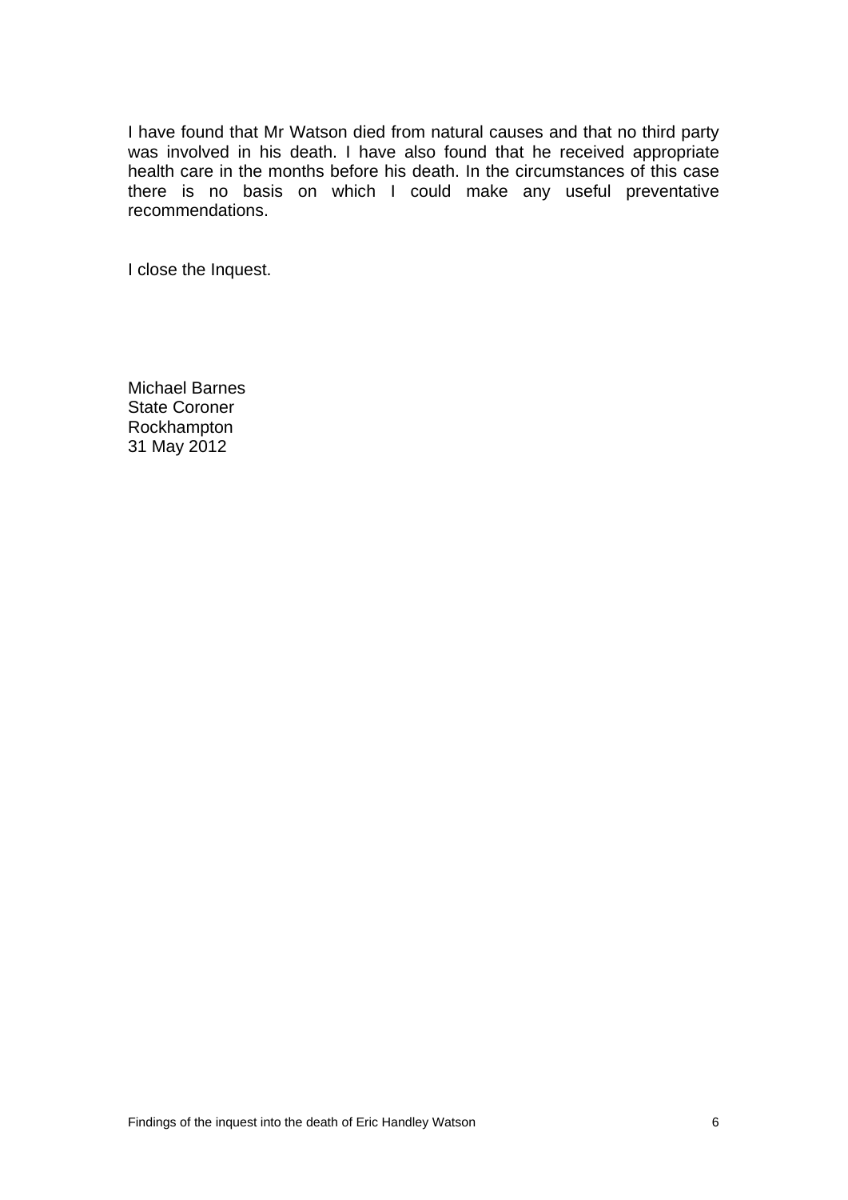I have found that Mr Watson died from natural causes and that no third party was involved in his death. I have also found that he received appropriate health care in the months before his death. In the circumstances of this case there is no basis on which I could make any useful preventative recommendations.

I close the Inquest.

Michael Barnes
State Coroner
Rockhampton
31 May 2012